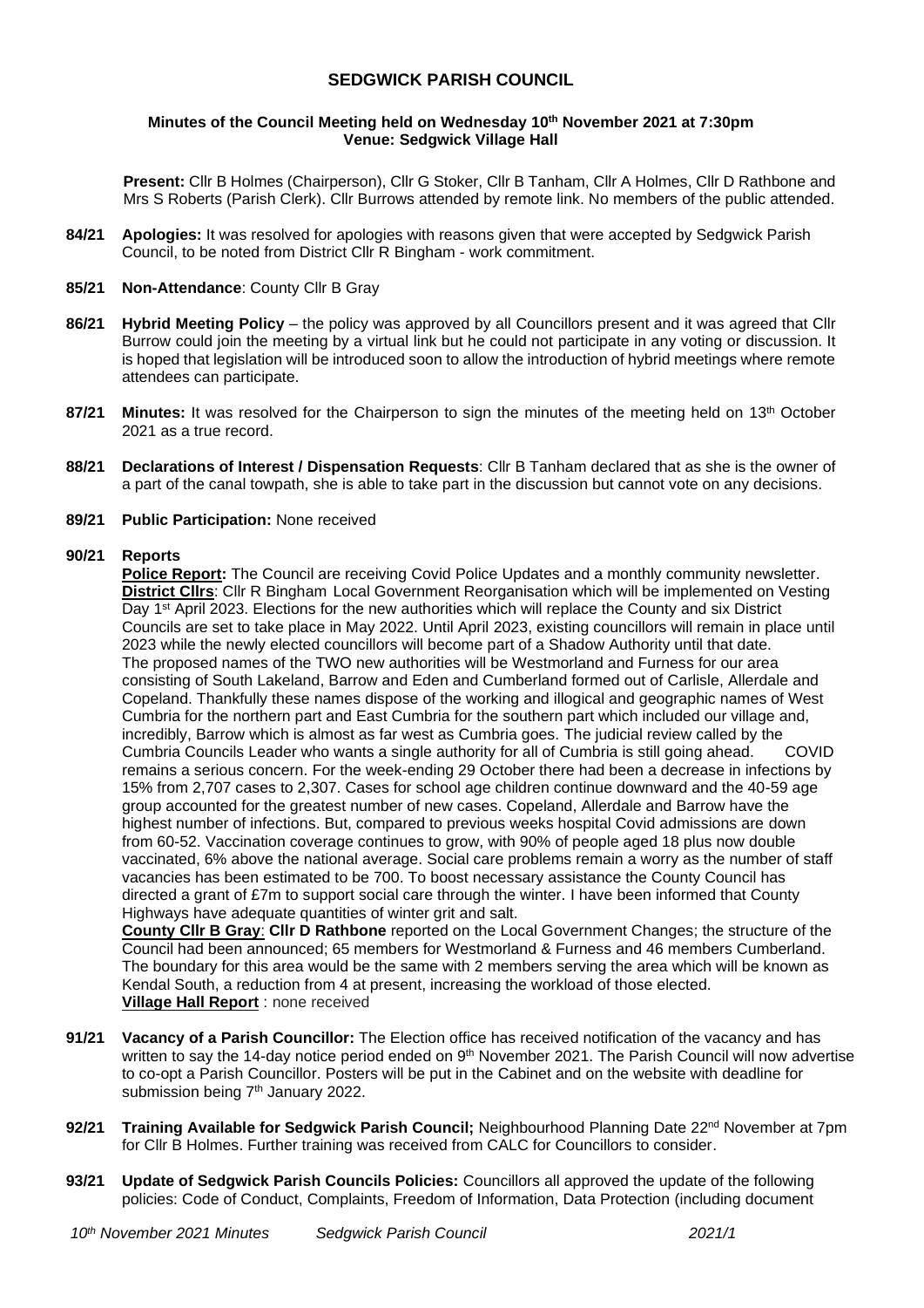# SEDGWICK PARISH COUNCIL

**Minutes of the Council Meeting held on Wednesday 10th November 2021 at 7:30pm**
**Venue: Sedgwick Village Hall**

**Present:** Cllr B Holmes (Chairperson), Cllr G Stoker, Cllr B Tanham, Cllr A Holmes, Cllr D Rathbone and Mrs S Roberts (Parish Clerk). Cllr Burrows attended by remote link. No members of the public attended.

**84/21 Apologies:** It was resolved for apologies with reasons given that were accepted by Sedgwick Parish Council, to be noted from District Cllr R Bingham - work commitment.

**85/21 Non-Attendance**: County Cllr B Gray

**86/21 Hybrid Meeting Policy** – the policy was approved by all Councillors present and it was agreed that Cllr Burrow could join the meeting by a virtual link but he could not participate in any voting or discussion. It is hoped that legislation will be introduced soon to allow the introduction of hybrid meetings where remote attendees can participate.

**87/21 Minutes:** It was resolved for the Chairperson to sign the minutes of the meeting held on 13th October 2021 as a true record.

**88/21 Declarations of Interest / Dispensation Requests**: Cllr B Tanham declared that as she is the owner of a part of the canal towpath, she is able to take part in the discussion but cannot vote on any decisions.

**89/21 Public Participation:** None received

**90/21 Reports**

**Police Report:** The Council are receiving Covid Police Updates and a monthly community newsletter.
**District Cllrs**: Cllr R Bingham Local Government Reorganisation which will be implemented on Vesting Day 1st April 2023. Elections for the new authorities which will replace the County and six District Councils are set to take place in May 2022. Until April 2023, existing councillors will remain in place until 2023 while the newly elected councillors will become part of a Shadow Authority until that date. The proposed names of the TWO new authorities will be Westmorland and Furness for our area consisting of South Lakeland, Barrow and Eden and Cumberland formed out of Carlisle, Allerdale and Copeland. Thankfully these names dispose of the working and illogical and geographic names of West Cumbria for the northern part and East Cumbria for the southern part which included our village and, incredibly, Barrow which is almost as far west as Cumbria goes. The judicial review called by the Cumbria Councils Leader who wants a single authority for all of Cumbria is still going ahead. COVID remains a serious concern. For the week-ending 29 October there had been a decrease in infections by 15% from 2,707 cases to 2,307. Cases for school age children continue downward and the 40-59 age group accounted for the greatest number of new cases. Copeland, Allerdale and Barrow have the highest number of infections. But, compared to previous weeks hospital Covid admissions are down from 60-52. Vaccination coverage continues to grow, with 90% of people aged 18 plus now double vaccinated, 6% above the national average. Social care problems remain a worry as the number of staff vacancies has been estimated to be 700. To boost necessary assistance the County Council has directed a grant of £7m to support social care through the winter. I have been informed that County Highways have adequate quantities of winter grit and salt.
**County Cllr B Gray**: **Cllr D Rathbone** reported on the Local Government Changes; the structure of the Council had been announced; 65 members for Westmorland & Furness and 46 members Cumberland. The boundary for this area would be the same with 2 members serving the area which will be known as Kendal South, a reduction from 4 at present, increasing the workload of those elected.
**Village Hall Report** : none received

**91/21 Vacancy of a Parish Councillor:** The Election office has received notification of the vacancy and has written to say the 14-day notice period ended on 9th November 2021. The Parish Council will now advertise to co-opt a Parish Councillor. Posters will be put in the Cabinet and on the website with deadline for submission being 7th January 2022.

**92/21 Training Available for Sedgwick Parish Council;** Neighbourhood Planning Date 22nd November at 7pm for Cllr B Holmes. Further training was received from CALC for Councillors to consider.

**93/21 Update of Sedgwick Parish Councils Policies:** Councillors all approved the update of the following policies: Code of Conduct, Complaints, Freedom of Information, Data Protection (including document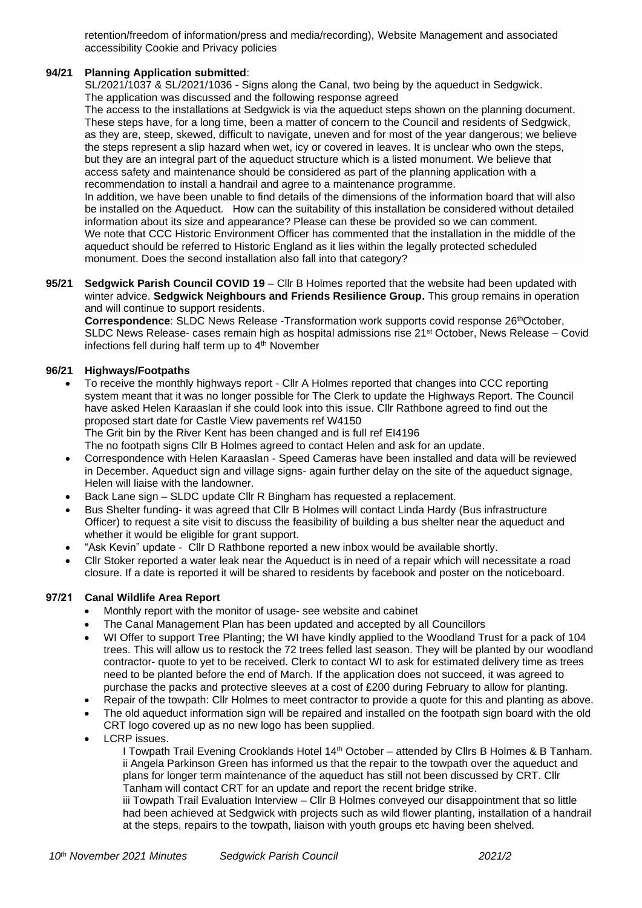retention/freedom of information/press and media/recording), Website Management and associated accessibility Cookie and Privacy policies

**94/21 Planning Application submitted**:

SL/2021/1037 & SL/2021/1036 - Signs along the Canal, two being by the aqueduct in Sedgwick. The application was discussed and the following response agreed

The access to the installations at Sedgwick is via the aqueduct steps shown on the planning document. These steps have, for a long time, been a matter of concern to the Council and residents of Sedgwick, as they are, steep, skewed, difficult to navigate, uneven and for most of the year dangerous; we believe the steps represent a slip hazard when wet, icy or covered in leaves. It is unclear who own the steps, but they are an integral part of the aqueduct structure which is a listed monument. We believe that access safety and maintenance should be considered as part of the planning application with a recommendation to install a handrail and agree to a maintenance programme.

In addition, we have been unable to find details of the dimensions of the information board that will also be installed on the Aqueduct. How can the suitability of this installation be considered without detailed information about its size and appearance? Please can these be provided so we can comment.

We note that CCC Historic Environment Officer has commented that the installation in the middle of the aqueduct should be referred to Historic England as it lies within the legally protected scheduled monument. Does the second installation also fall into that category?

**95/21 Sedgwick Parish Council COVID 19** – Cllr B Holmes reported that the website had been updated with winter advice. **Sedgwick Neighbours and Friends Resilience Group.** This group remains in operation and will continue to support residents.

**Correspondence**: SLDC News Release -Transformation work supports covid response 26th October, SLDC News Release- cases remain high as hospital admissions rise 21st October, News Release – Covid infections fell during half term up to 4th November

**96/21 Highways/Footpaths**

- To receive the monthly highways report - Cllr A Holmes reported that changes into CCC reporting system meant that it was no longer possible for The Clerk to update the Highways Report. The Council have asked Helen Karaaslan if she could look into this issue. Cllr Rathbone agreed to find out the proposed start date for Castle View pavements ref W4150
  The Grit bin by the River Kent has been changed and is full ref EI4196
  The no footpath signs Cllr B Holmes agreed to contact Helen and ask for an update.
- Correspondence with Helen Karaaslan - Speed Cameras have been installed and data will be reviewed in December. Aqueduct sign and village signs- again further delay on the site of the aqueduct signage, Helen will liaise with the landowner.
- Back Lane sign – SLDC update Cllr R Bingham has requested a replacement.
- Bus Shelter funding- it was agreed that Cllr B Holmes will contact Linda Hardy (Bus infrastructure Officer) to request a site visit to discuss the feasibility of building a bus shelter near the aqueduct and whether it would be eligible for grant support.
- "Ask Kevin" update - Cllr D Rathbone reported a new inbox would be available shortly.
- Cllr Stoker reported a water leak near the Aqueduct is in need of a repair which will necessitate a road closure. If a date is reported it will be shared to residents by facebook and poster on the noticeboard.

**97/21 Canal Wildlife Area Report**

- Monthly report with the monitor of usage- see website and cabinet
- The Canal Management Plan has been updated and accepted by all Councillors
- WI Offer to support Tree Planting; the WI have kindly applied to the Woodland Trust for a pack of 104 trees. This will allow us to restock the 72 trees felled last season. They will be planted by our woodland contractor- quote to yet to be received. Clerk to contact WI to ask for estimated delivery time as trees need to be planted before the end of March. If the application does not succeed, it was agreed to purchase the packs and protective sleeves at a cost of £200 during February to allow for planting.
- Repair of the towpath: Cllr Holmes to meet contractor to provide a quote for this and planting as above.
- The old aqueduct information sign will be repaired and installed on the footpath sign board with the old CRT logo covered up as no new logo has been supplied.
- LCRP issues.
  I Towpath Trail Evening Crooklands Hotel 14th October – attended by Cllrs B Holmes & B Tanham.
  ii Angela Parkinson Green has informed us that the repair to the towpath over the aqueduct and plans for longer term maintenance of the aqueduct has still not been discussed by CRT. Cllr Tanham will contact CRT for an update and report the recent bridge strike.
  iii Towpath Trail Evaluation Interview – Cllr B Holmes conveyed our disappointment that so little had been achieved at Sedgwick with projects such as wild flower planting, installation of a handrail at the steps, repairs to the towpath, liaison with youth groups etc having been shelved.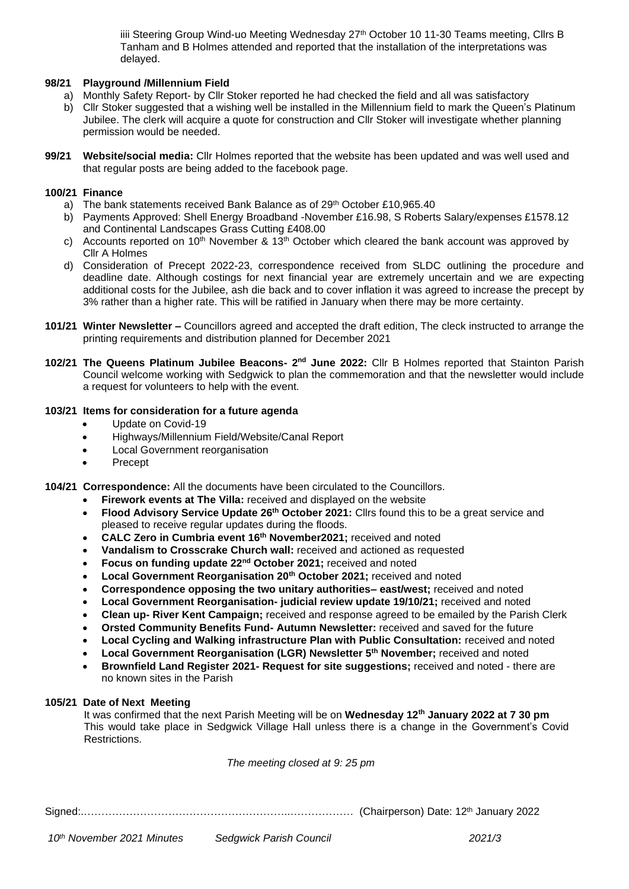iiii Steering Group Wind-uo Meeting Wednesday 27th October 10 11-30 Teams meeting, Cllrs B Tanham and B Holmes attended and reported that the installation of the interpretations was delayed.

**98/21 Playground /Millennium Field**

a) Monthly Safety Report- by Cllr Stoker reported he had checked the field and all was satisfactory
b) Cllr Stoker suggested that a wishing well be installed in the Millennium field to mark the Queen's Platinum Jubilee. The clerk will acquire a quote for construction and Cllr Stoker will investigate whether planning permission would be needed.

**99/21 Website/social media:** Cllr Holmes reported that the website has been updated and was well used and that regular posts are being added to the facebook page.

**100/21 Finance**

a) The bank statements received Bank Balance as of 29th October £10,965.40
b) Payments Approved: Shell Energy Broadband -November £16.98, S Roberts Salary/expenses £1578.12 and Continental Landscapes Grass Cutting £408.00
c) Accounts reported on 10th November & 13th October which cleared the bank account was approved by Cllr A Holmes
d) Consideration of Precept 2022-23, correspondence received from SLDC outlining the procedure and deadline date. Although costings for next financial year are extremely uncertain and we are expecting additional costs for the Jubilee, ash die back and to cover inflation it was agreed to increase the precept by 3% rather than a higher rate. This will be ratified in January when there may be more certainty.

**101/21 Winter Newsletter –** Councillors agreed and accepted the draft edition, The cleck instructed to arrange the printing requirements and distribution planned for December 2021

**102/21 The Queens Platinum Jubilee Beacons- 2nd June 2022:** Cllr B Holmes reported that Stainton Parish Council welcome working with Sedgwick to plan the commemoration and that the newsletter would include a request for volunteers to help with the event.

**103/21 Items for consideration for a future agenda**

- Update on Covid-19
- Highways/Millennium Field/Website/Canal Report
- Local Government reorganisation
- Precept

**104/21 Correspondence:** All the documents have been circulated to the Councillors.

- **Firework events at The Villa:** received and displayed on the website
- **Flood Advisory Service Update 26th October 2021:** Cllrs found this to be a great service and pleased to receive regular updates during the floods.
- **CALC Zero in Cumbria event 16th November2021;** received and noted
- **Vandalism to Crosscrake Church wall:** received and actioned as requested
- **Focus on funding update 22nd October 2021;** received and noted
- **Local Government Reorganisation 20th October 2021;** received and noted
- **Correspondence opposing the two unitary authorities– east/west;** received and noted
- **Local Government Reorganisation- judicial review update 19/10/21;** received and noted
- **Clean up- River Kent Campaign;** received and response agreed to be emailed by the Parish Clerk
- **Orsted Community Benefits Fund- Autumn Newsletter:** received and saved for the future
- **Local Cycling and Walking infrastructure Plan with Public Consultation:** received and noted
- **Local Government Reorganisation (LGR) Newsletter 5th November;** received and noted
- **Brownfield Land Register 2021- Request for site suggestions;** received and noted - there are no known sites in the Parish

**105/21 Date of Next Meeting**

It was confirmed that the next Parish Meeting will be on **Wednesday 12th January 2022 at 7 30 pm** This would take place in Sedgwick Village Hall unless there is a change in the Government's Covid Restrictions.

*The meeting closed at 9: 25 pm*

Signed:…………………………………………………..……………… (Chairperson) Date: 12th January 2022